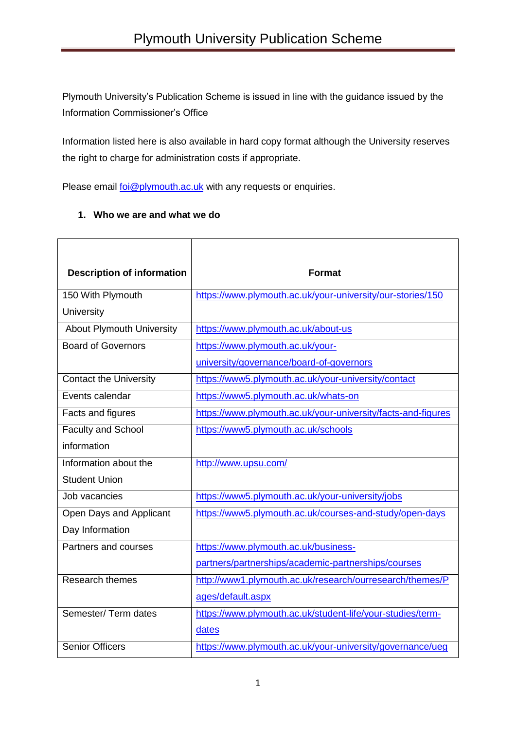# Plymouth University Publication Scheme

Plymouth University's Publication Scheme is issued in line with the guidance issued by the Information Commissioner's Office

Information listed here is also available in hard copy format although the University reserves the right to charge for administration costs if appropriate.

Please email foi@plymouth.ac.uk with any requests or enquiries.

## 1. Who we are and what we do

| Description of information | Format |
|---|---|
| 150 With Plymouth University | https://www.plymouth.ac.uk/your-university/our-stories/150 |
| About Plymouth University | https://www.plymouth.ac.uk/about-us |
| Board of Governors | https://www.plymouth.ac.uk/your-university/governance/board-of-governors |
| Contact the University | https://www5.plymouth.ac.uk/your-university/contact |
| Events calendar | https://www5.plymouth.ac.uk/whats-on |
| Facts and figures | https://www.plymouth.ac.uk/your-university/facts-and-figures |
| Faculty and School information | https://www5.plymouth.ac.uk/schools |
| Information about the Student Union | http://www.upsu.com/ |
| Job vacancies | https://www5.plymouth.ac.uk/your-university/jobs |
| Open Days and Applicant Day Information | https://www5.plymouth.ac.uk/courses-and-study/open-days |
| Partners and courses | https://www.plymouth.ac.uk/business-partners/partnerships/academic-partnerships/courses |
| Research themes | http://www1.plymouth.ac.uk/research/ourresearch/themes/Pages/default.aspx |
| Semester/ Term dates | https://www.plymouth.ac.uk/student-life/your-studies/term-dates |
| Senior Officers | https://www.plymouth.ac.uk/your-university/governance/ueg |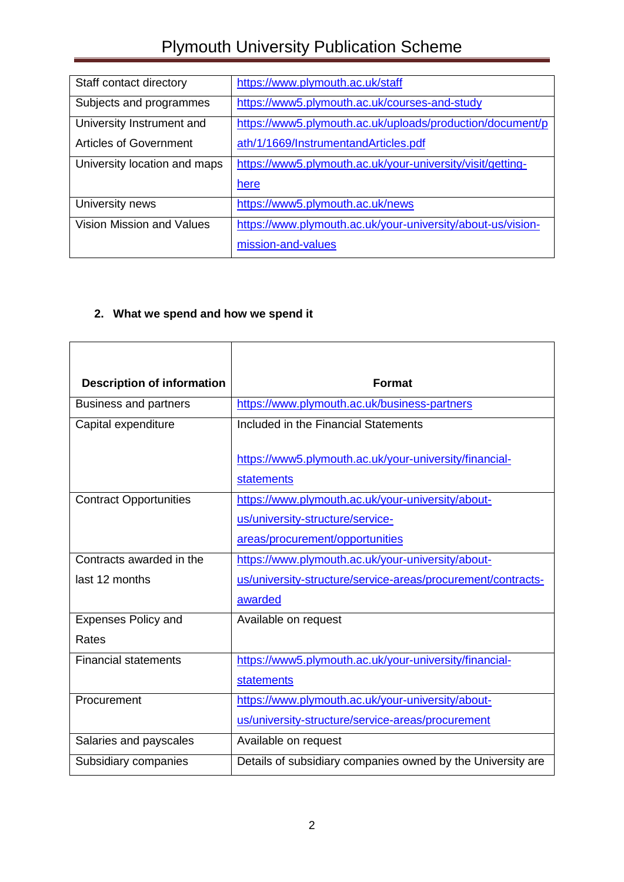| | |
|---|---|
| Staff contact directory | https://www.plymouth.ac.uk/staff |
| Subjects and programmes | https://www5.plymouth.ac.uk/courses-and-study |
| University Instrument and Articles of Government | https://www5.plymouth.ac.uk/uploads/production/document/path/1/1669/InstrumentandArticles.pdf |
| University location and maps | https://www5.plymouth.ac.uk/your-university/visit/getting-here |
| University news | https://www5.plymouth.ac.uk/news |
| Vision Mission and Values | https://www.plymouth.ac.uk/your-university/about-us/vision-mission-and-values |

**2. What we spend and how we spend it**

| Description of information | Format |
|---|---|
| Business and partners | https://www.plymouth.ac.uk/business-partners |
| Capital expenditure | Included in the Financial Statements<br><br>https://www5.plymouth.ac.uk/your-university/financial-statements |
| Contract Opportunities | https://www.plymouth.ac.uk/your-university/about-us/university-structure/service-areas/procurement/opportunities |
| Contracts awarded in the last 12 months | https://www.plymouth.ac.uk/your-university/about-us/university-structure/service-areas/procurement/contracts-awarded |
| Expenses Policy and Rates | Available on request |
| Financial statements | https://www5.plymouth.ac.uk/your-university/financial-statements |
| Procurement | https://www.plymouth.ac.uk/your-university/about-us/university-structure/service-areas/procurement |
| Salaries and payscales | Available on request |
| Subsidiary companies | Details of subsidiary companies owned by the University are |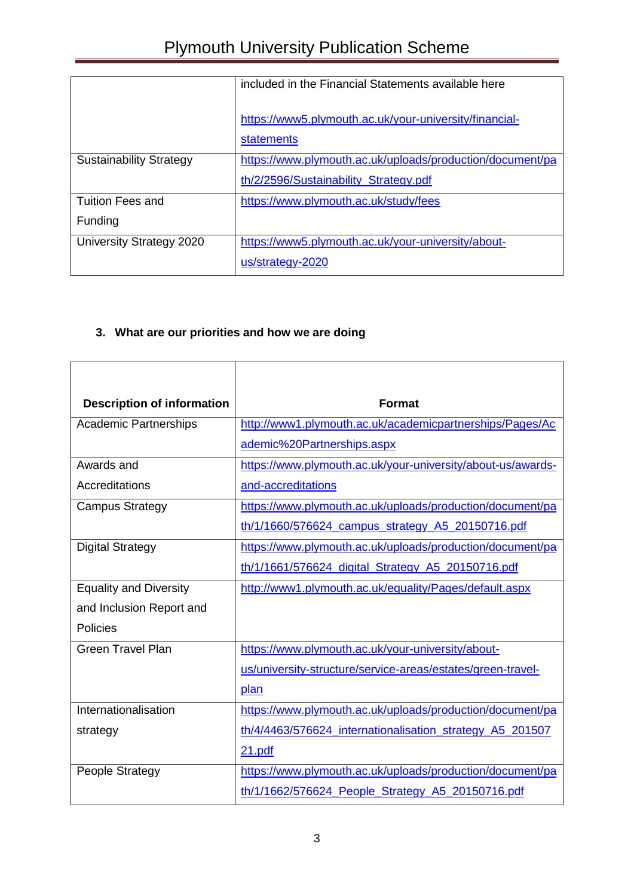| | |
|---|---|
| | included in the Financial Statements available here<br><br>https://www5.plymouth.ac.uk/your-university/financial-statements |
| Sustainability Strategy | https://www.plymouth.ac.uk/uploads/production/document/path/2/2596/Sustainability_Strategy.pdf |
| Tuition Fees and Funding | https://www.plymouth.ac.uk/study/fees |
| University Strategy 2020 | https://www5.plymouth.ac.uk/your-university/about-us/strategy-2020 |

### 3. What are our priorities and how we are doing

| Description of information | Format |
|---|---|
| Academic Partnerships | http://www1.plymouth.ac.uk/academicpartnerships/Pages/Academic%20Partnerships.aspx |
| Awards and Accreditations | https://www.plymouth.ac.uk/your-university/about-us/awards-and-accreditations |
| Campus Strategy | https://www.plymouth.ac.uk/uploads/production/document/path/1/1660/576624_campus_strategy_A5_20150716.pdf |
| Digital Strategy | https://www.plymouth.ac.uk/uploads/production/document/path/1/1661/576624_digital_Strategy_A5_20150716.pdf |
| Equality and Diversity and Inclusion Report and Policies | http://www1.plymouth.ac.uk/equality/Pages/default.aspx |
| Green Travel Plan | https://www.plymouth.ac.uk/your-university/about-us/university-structure/service-areas/estates/green-travel-plan |
| Internationalisation strategy | https://www.plymouth.ac.uk/uploads/production/document/path/4/4463/576624_internationalisation_strategy_A5_20150721.pdf |
| People Strategy | https://www.plymouth.ac.uk/uploads/production/document/path/1/1662/576624_People_Strategy_A5_20150716.pdf |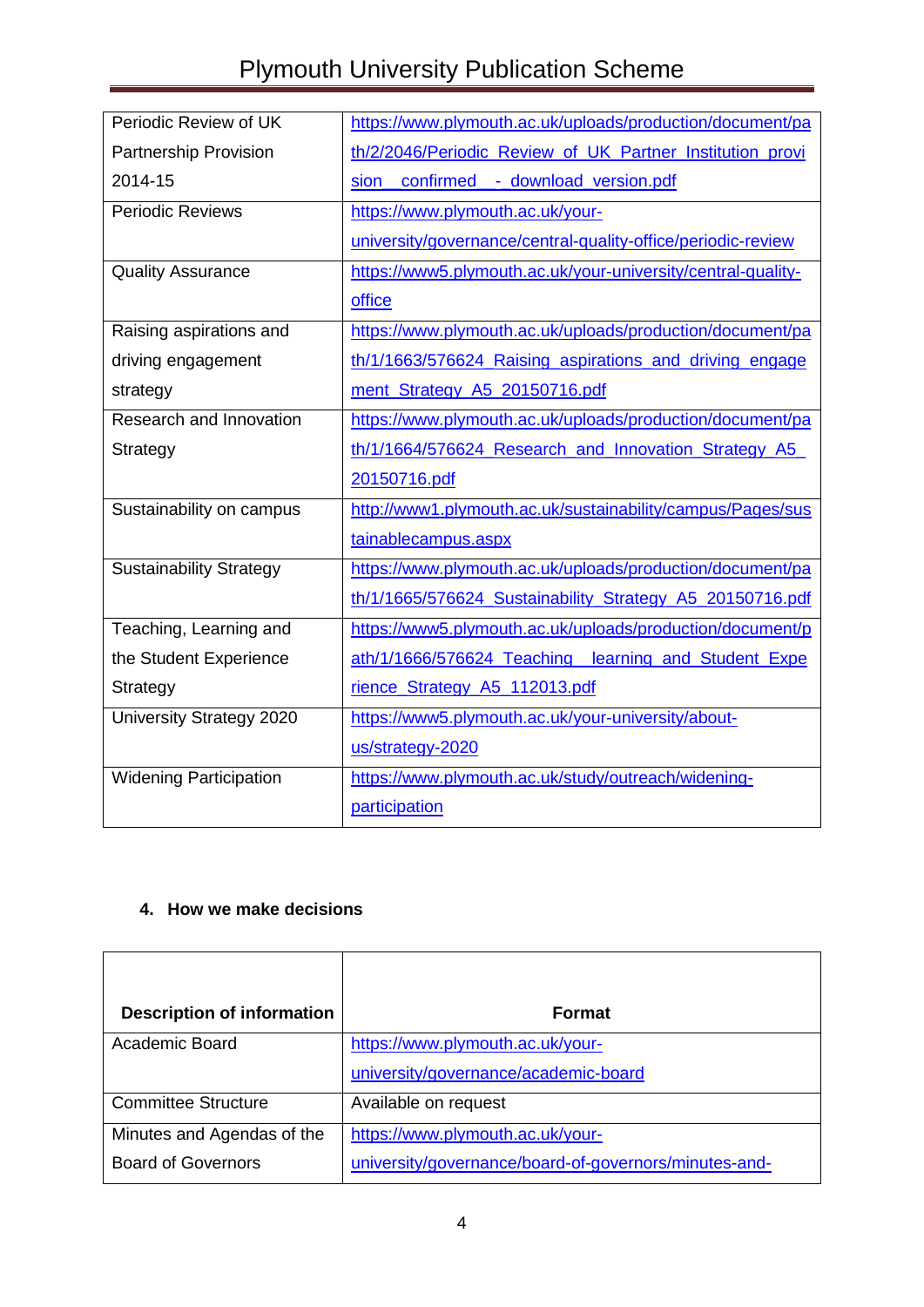| | |
|---|---|
| Periodic Review of UK Partnership Provision 2014-15 | https://www.plymouth.ac.uk/uploads/production/document/path/2/2046/Periodic_Review_of_UK_Partner_Institution_provision__confirmed__-_download_version.pdf |
| Periodic Reviews | https://www.plymouth.ac.uk/your-university/governance/central-quality-office/periodic-review |
| Quality Assurance | https://www5.plymouth.ac.uk/your-university/central-quality-office |
| Raising aspirations and driving engagement strategy | https://www.plymouth.ac.uk/uploads/production/document/path/1/1663/576624_Raising_aspirations_and_driving_engagement_Strategy_A5_20150716.pdf |
| Research and Innovation Strategy | https://www.plymouth.ac.uk/uploads/production/document/path/1/1664/576624_Research_and_Innovation_Strategy_A5_20150716.pdf |
| Sustainability on campus | http://www1.plymouth.ac.uk/sustainability/campus/Pages/sustainablecampus.aspx |
| Sustainability Strategy | https://www.plymouth.ac.uk/uploads/production/document/path/1/1665/576624_Sustainability_Strategy_A5_20150716.pdf |
| Teaching, Learning and the Student Experience Strategy | https://www5.plymouth.ac.uk/uploads/production/document/path/1/1666/576624_Teaching__learning_and_Student_Experience_Strategy_A5_112013.pdf |
| University Strategy 2020 | https://www5.plymouth.ac.uk/your-university/about-us/strategy-2020 |
| Widening Participation | https://www.plymouth.ac.uk/study/outreach/widening-participation |

**4. How we make decisions**

| Description of information | Format |
|---|---|
| Academic Board | https://www.plymouth.ac.uk/your-university/governance/academic-board |
| Committee Structure | Available on request |
| Minutes and Agendas of the Board of Governors | https://www.plymouth.ac.uk/your-university/governance/board-of-governors/minutes-and- |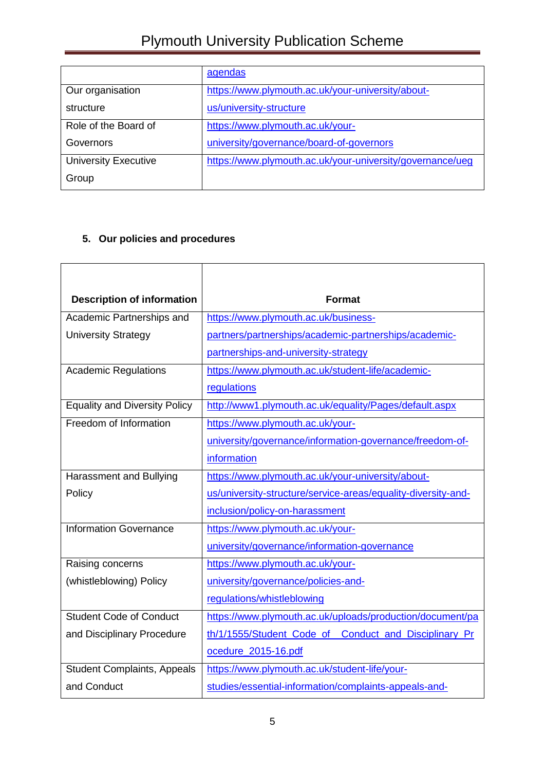| | |
|---|---|
| | agendas |
| Our organisation structure | https://www.plymouth.ac.uk/your-university/about-us/university-structure |
| Role of the Board of Governors | https://www.plymouth.ac.uk/your-university/governance/board-of-governors |
| University Executive Group | https://www.plymouth.ac.uk/your-university/governance/ueg |

## 5. Our policies and procedures

| Description of information | Format |
|---|---|
| Academic Partnerships and University Strategy | https://www.plymouth.ac.uk/business-partners/partnerships/academic-partnerships/academic-partnerships-and-university-strategy |
| Academic Regulations | https://www.plymouth.ac.uk/student-life/academic-regulations |
| Equality and Diversity Policy | http://www1.plymouth.ac.uk/equality/Pages/default.aspx |
| Freedom of Information | https://www.plymouth.ac.uk/your-university/governance/information-governance/freedom-of-information |
| Harassment and Bullying Policy | https://www.plymouth.ac.uk/your-university/about-us/university-structure/service-areas/equality-diversity-and-inclusion/policy-on-harassment |
| Information Governance | https://www.plymouth.ac.uk/your-university/governance/information-governance |
| Raising concerns (whistleblowing) Policy | https://www.plymouth.ac.uk/your-university/governance/policies-and-regulations/whistleblowing |
| Student Code of Conduct and Disciplinary Procedure | https://www.plymouth.ac.uk/uploads/production/document/path/1/1555/Student_Code_of__Conduct_and_Disciplinary_Procedure_2015-16.pdf |
| Student Complaints, Appeals and Conduct | https://www.plymouth.ac.uk/student-life/your-studies/essential-information/complaints-appeals-and- |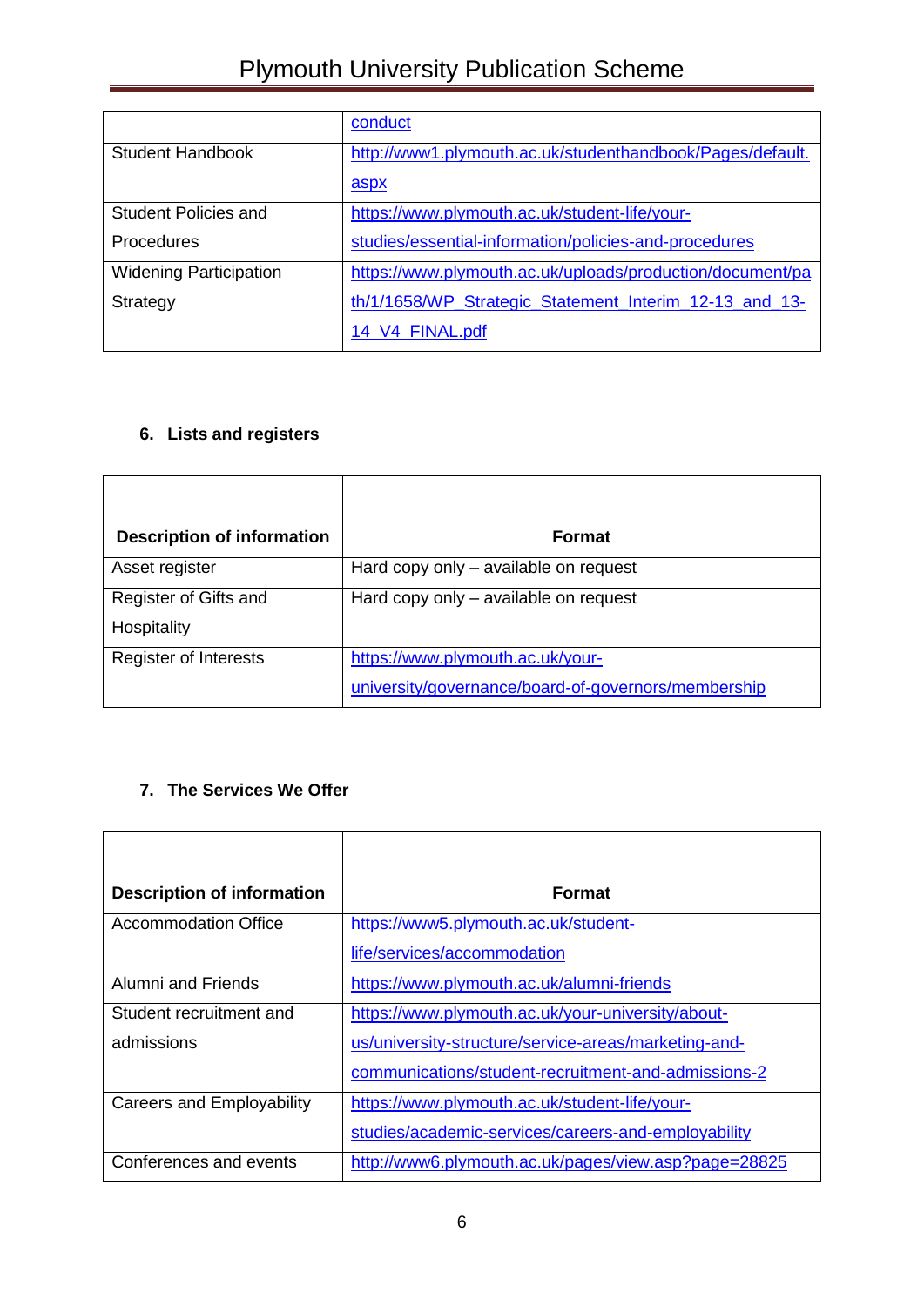| | |
|---|---|
| | conduct |
| Student Handbook | http://www1.plymouth.ac.uk/studenthandbook/Pages/default.aspx |
| Student Policies and Procedures | https://www.plymouth.ac.uk/student-life/your-studies/essential-information/policies-and-procedures |
| Widening Participation Strategy | https://www.plymouth.ac.uk/uploads/production/document/path/1/1658/WP_Strategic_Statement_Interim_12-13_and_13-14_V4_FINAL.pdf |

## 6. Lists and registers

| Description of information | Format |
|---|---|
| Asset register | Hard copy only – available on request |
| Register of Gifts and Hospitality | Hard copy only – available on request |
| Register of Interests | https://www.plymouth.ac.uk/your-university/governance/board-of-governors/membership |

## 7. The Services We Offer

| Description of information | Format |
|---|---|
| Accommodation Office | https://www5.plymouth.ac.uk/student-life/services/accommodation |
| Alumni and Friends | https://www.plymouth.ac.uk/alumni-friends |
| Student recruitment and admissions | https://www.plymouth.ac.uk/your-university/about-us/university-structure/service-areas/marketing-and-communications/student-recruitment-and-admissions-2 |
| Careers and Employability | https://www.plymouth.ac.uk/student-life/your-studies/academic-services/careers-and-employability |
| Conferences and events | http://www6.plymouth.ac.uk/pages/view.asp?page=28825 |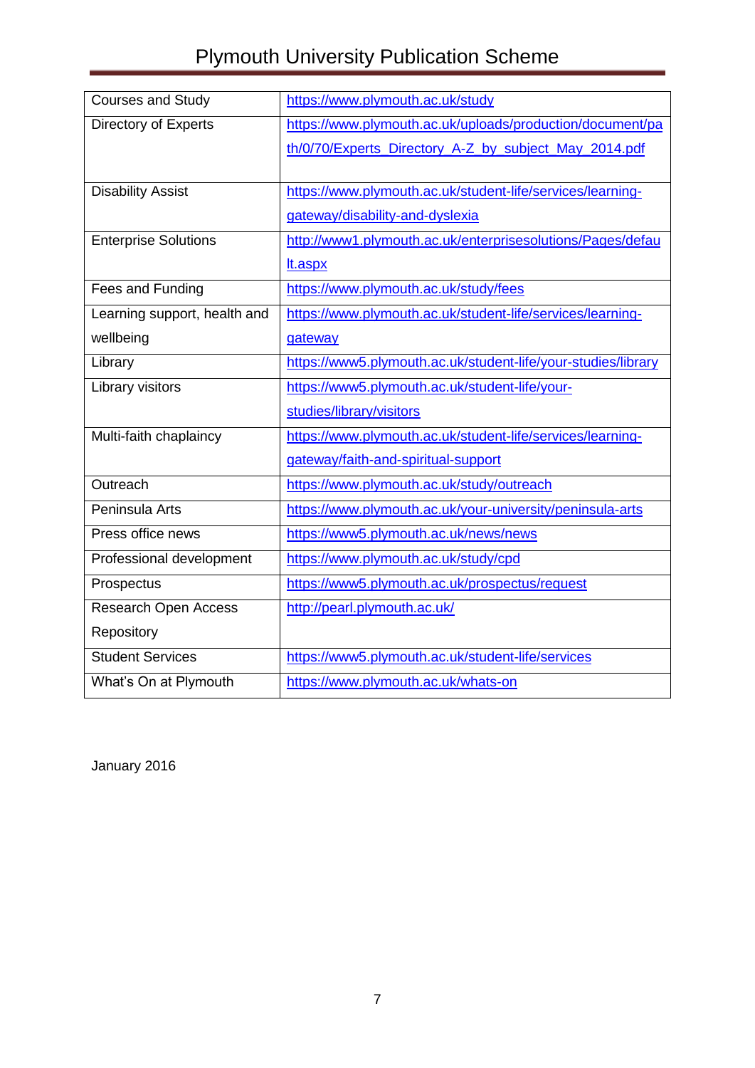| | |
|---|---|
| Courses and Study | https://www.plymouth.ac.uk/study |
| Directory of Experts | https://www.plymouth.ac.uk/uploads/production/document/path/0/70/Experts_Directory_A-Z_by_subject_May_2014.pdf |
| Disability Assist | https://www.plymouth.ac.uk/student-life/services/learning-gateway/disability-and-dyslexia |
| Enterprise Solutions | http://www1.plymouth.ac.uk/enterprisesolutions/Pages/default.aspx |
| Fees and Funding | https://www.plymouth.ac.uk/study/fees |
| Learning support, health and wellbeing | https://www.plymouth.ac.uk/student-life/services/learning-gateway |
| Library | https://www5.plymouth.ac.uk/student-life/your-studies/library |
| Library visitors | https://www5.plymouth.ac.uk/student-life/your-studies/library/visitors |
| Multi-faith chaplaincy | https://www.plymouth.ac.uk/student-life/services/learning-gateway/faith-and-spiritual-support |
| Outreach | https://www.plymouth.ac.uk/study/outreach |
| Peninsula Arts | https://www.plymouth.ac.uk/your-university/peninsula-arts |
| Press office news | https://www5.plymouth.ac.uk/news/news |
| Professional development | https://www.plymouth.ac.uk/study/cpd |
| Prospectus | https://www5.plymouth.ac.uk/prospectus/request |
| Research Open Access Repository | http://pearl.plymouth.ac.uk/ |
| Student Services | https://www5.plymouth.ac.uk/student-life/services |
| What's On at Plymouth | https://www.plymouth.ac.uk/whats-on |

January 2016